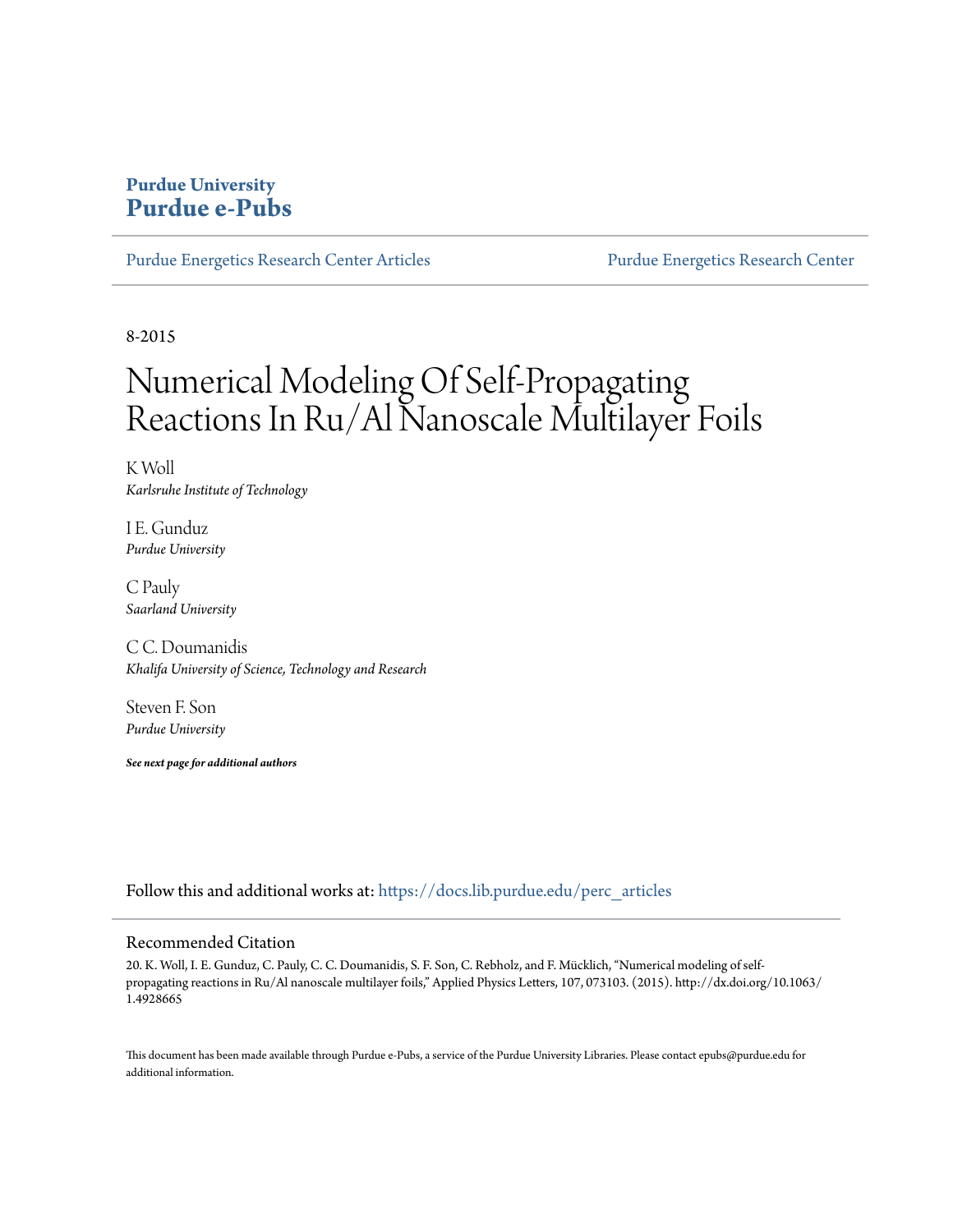**Purdue University**
**Purdue e-Pubs**

Purdue Energetics Research Center Articles | Purdue Energetics Research Center

8-2015

# Numerical Modeling Of Self-Propagating Reactions In Ru/Al Nanoscale Multilayer Foils

K Woll
*Karlsruhe Institute of Technology*

I E. Gunduz
*Purdue University*

C Pauly
*Saarland University*

C C. Doumanidis
*Khalifa University of Science, Technology and Research*

Steven F. Son
*Purdue University*

***See next page for additional authors***

Follow this and additional works at: https://docs.lib.purdue.edu/perc_articles

## Recommended Citation

20. K. Woll, I. E. Gunduz, C. Pauly, C. C. Doumanidis, S. F. Son, C. Rebholz, and F. Mücklich, "Numerical modeling of self-propagating reactions in Ru/Al nanoscale multilayer foils," Applied Physics Letters, 107, 073103. (2015). http://dx.doi.org/10.1063/1.4928665

This document has been made available through Purdue e-Pubs, a service of the Purdue University Libraries. Please contact epubs@purdue.edu for additional information.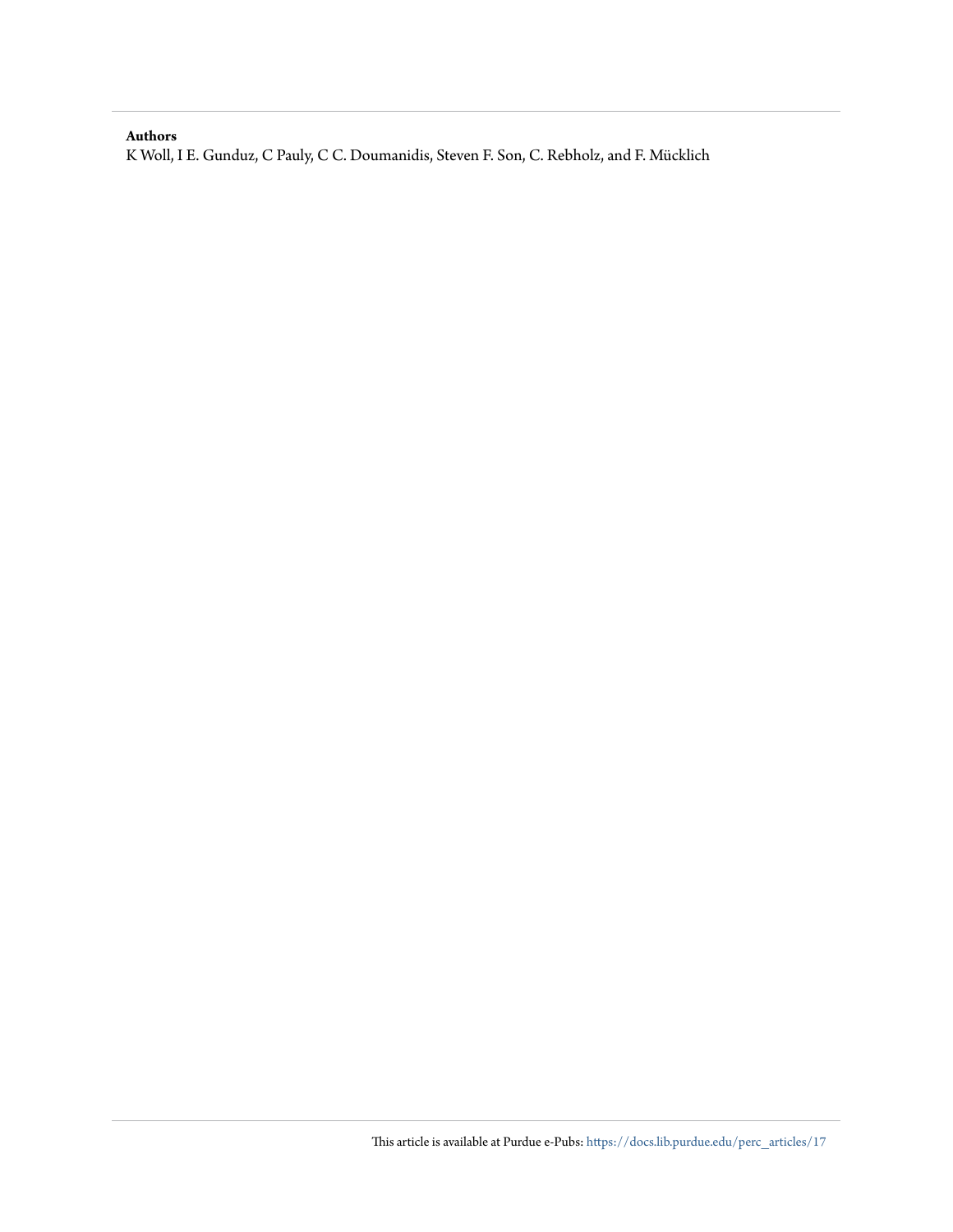**Authors**

K Woll, I E. Gunduz, C Pauly, C C. Doumanidis, Steven F. Son, C. Rebholz, and F. Mücklich

This article is available at Purdue e-Pubs: https://docs.lib.purdue.edu/perc_articles/17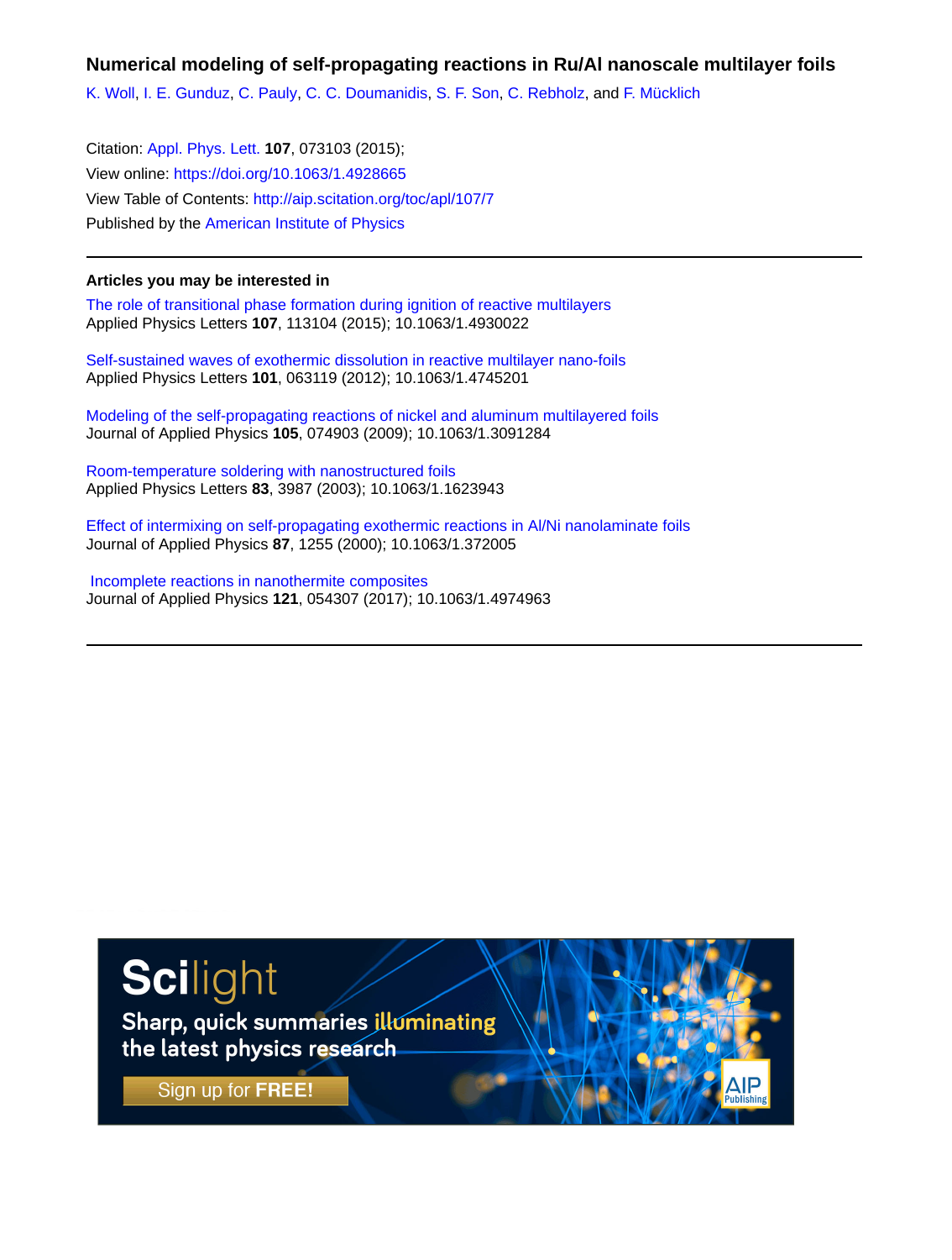# Numerical modeling of self-propagating reactions in Ru/Al nanoscale multilayer foils

K. Woll, I. E. Gunduz, C. Pauly, C. C. Doumanidis, S. F. Son, C. Rebholz, and F. Mücklich

Citation: Appl. Phys. Lett. **107**, 073103 (2015);
View online: https://doi.org/10.1063/1.4928665
View Table of Contents: http://aip.scitation.org/toc/apl/107/7
Published by the American Institute of Physics

---

**Articles you may be interested in**

The role of transitional phase formation during ignition of reactive multilayers
Applied Physics Letters **107**, 113104 (2015); 10.1063/1.4930022

Self-sustained waves of exothermic dissolution in reactive multilayer nano-foils
Applied Physics Letters **101**, 063119 (2012); 10.1063/1.4745201

Modeling of the self-propagating reactions of nickel and aluminum multilayered foils
Journal of Applied Physics **105**, 074903 (2009); 10.1063/1.3091284

Room-temperature soldering with nanostructured foils
Applied Physics Letters **83**, 3987 (2003); 10.1063/1.1623943

Effect of intermixing on self-propagating exothermic reactions in Al/Ni nanolaminate foils
Journal of Applied Physics **87**, 1255 (2000); 10.1063/1.372005

Incomplete reactions in nanothermite composites
Journal of Applied Physics **121**, 054307 (2017); 10.1063/1.4974963

---

Scilight
Sharp, quick summaries illuminating the latest physics research
Sign up for FREE!
AIP Publishing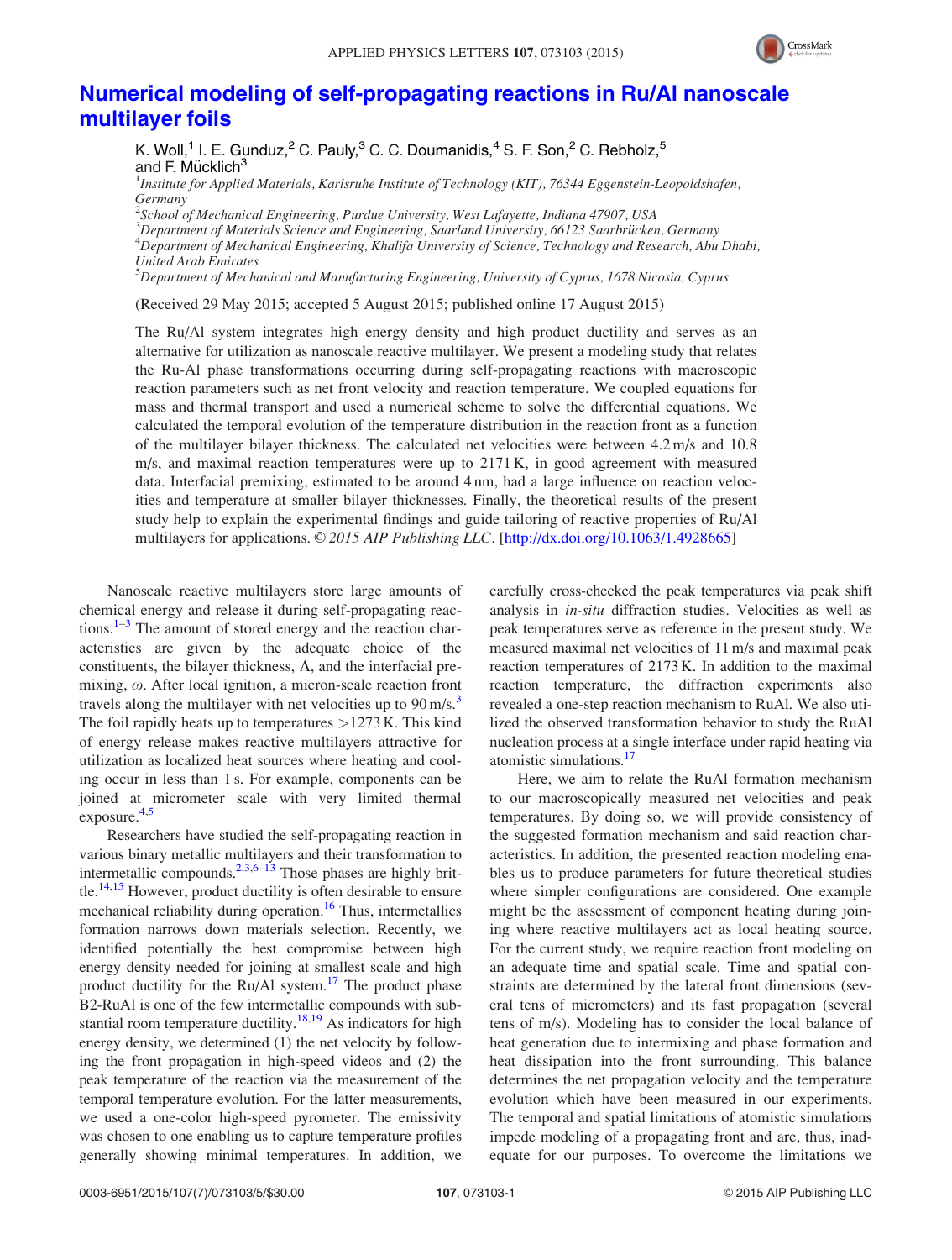# Numerical modeling of self-propagating reactions in Ru/Al nanoscale multilayer foils

K. Woll,[1] I. E. Gunduz,[2] C. Pauly,[3] C. C. Doumanidis,[4] S. F. Son,[2] C. Rebholz,[5] and F. Mücklich[3]

[1]Institute for Applied Materials, Karlsruhe Institute of Technology (KIT), 76344 Eggenstein-Leopoldshafen, Germany
[2]School of Mechanical Engineering, Purdue University, West Lafayette, Indiana 47907, USA
[3]Department of Materials Science and Engineering, Saarland University, 66123 Saarbrücken, Germany
[4]Department of Mechanical Engineering, Khalifa University of Science, Technology and Research, Abu Dhabi, United Arab Emirates
[5]Department of Mechanical and Manufacturing Engineering, University of Cyprus, 1678 Nicosia, Cyprus

(Received 29 May 2015; accepted 5 August 2015; published online 17 August 2015)

The Ru/Al system integrates high energy density and high product ductility and serves as an alternative for utilization as nanoscale reactive multilayer. We present a modeling study that relates the Ru-Al phase transformations occurring during self-propagating reactions with macroscopic reaction parameters such as net front velocity and reaction temperature. We coupled equations for mass and thermal transport and used a numerical scheme to solve the differential equations. We calculated the temporal evolution of the temperature distribution in the reaction front as a function of the multilayer bilayer thickness. The calculated net velocities were between 4.2 m/s and 10.8 m/s, and maximal reaction temperatures were up to 2171 K, in good agreement with measured data. Interfacial premixing, estimated to be around 4 nm, had a large influence on reaction velocities and temperature at smaller bilayer thicknesses. Finally, the theoretical results of the present study help to explain the experimental findings and guide tailoring of reactive properties of Ru/Al multilayers for applications. © *2015 AIP Publishing LLC*. [http://dx.doi.org/10.1063/1.4928665]

Nanoscale reactive multilayers store large amounts of chemical energy and release it during self-propagating reactions.[1–3] The amount of stored energy and the reaction characteristics are given by the adequate choice of the constituents, the bilayer thickness, $\Lambda$, and the interfacial premixing, $\omega$. After local ignition, a micron-scale reaction front travels along the multilayer with net velocities up to 90 m/s.[3] The foil rapidly heats up to temperatures >1273 K. This kind of energy release makes reactive multilayers attractive for utilization as localized heat sources where heating and cooling occur in less than 1 s. For example, components can be joined at micrometer scale with very limited thermal exposure.[4,5]

Researchers have studied the self-propagating reaction in various binary metallic multilayers and their transformation to intermetallic compounds.[2,3,6–13] Those phases are highly brittle.[14,15] However, product ductility is often desirable to ensure mechanical reliability during operation.[16] Thus, intermetallics formation narrows down materials selection. Recently, we identified potentially the best compromise between high energy needed for joining at smallest scale and high product ductility for the Ru/Al system.[17] The product phase B2-RuAl is one of the few intermetallic compounds with substantial room temperature ductility.[18,19] As indicators for high energy density, we determined (1) the net velocity by following the front propagation in high-speed videos and (2) the peak temperature of the reaction via the measurement of the temporal temperature evolution. For the latter measurements, we used a one-color high-speed pyrometer. The emissivity was chosen to one enabling us to capture temperature profiles generally showing minimal temperatures. In addition, we carefully cross-checked the peak temperatures via peak shift analysis in *in-situ* diffraction studies. Velocities as well as peak temperatures serve as reference in the present study. We measured maximal net velocities of 11 m/s and maximal peak reaction temperatures of 2173 K. In addition to the maximal reaction temperature, the diffraction experiments also revealed a one-step reaction mechanism to RuAl. We also utilized the observed transformation behavior to study the RuAl nucleation process at a single interface under rapid heating via atomistic simulations.[17]

Here, we aim to relate the RuAl formation mechanism to our macroscopically measured net velocities and peak temperatures. By doing so, we will provide consistency of the suggested formation mechanism and said reaction characteristics. In addition, the presented reaction modeling enables us to produce parameters for future theoretical studies where simpler configurations are considered. One example might be the assessment of component heating during joining where reactive multilayers act as local heating source. For the current study, we require reaction front modeling on an adequate time and spatial scale. Time and spatial constraints are determined by the lateral front dimensions (several tens of micrometers) and its fast propagation (several tens of m/s). Modeling has to consider the local balance of heat generation due to intermixing and phase formation and heat dissipation into the front surrounding. This balance determines the net propagation velocity and the temperature evolution which have been measured in our experiments. The temporal and spatial limitations of atomistic simulations impede modeling of a propagating front and are, thus, inadequate for our purposes. To overcome the limitations we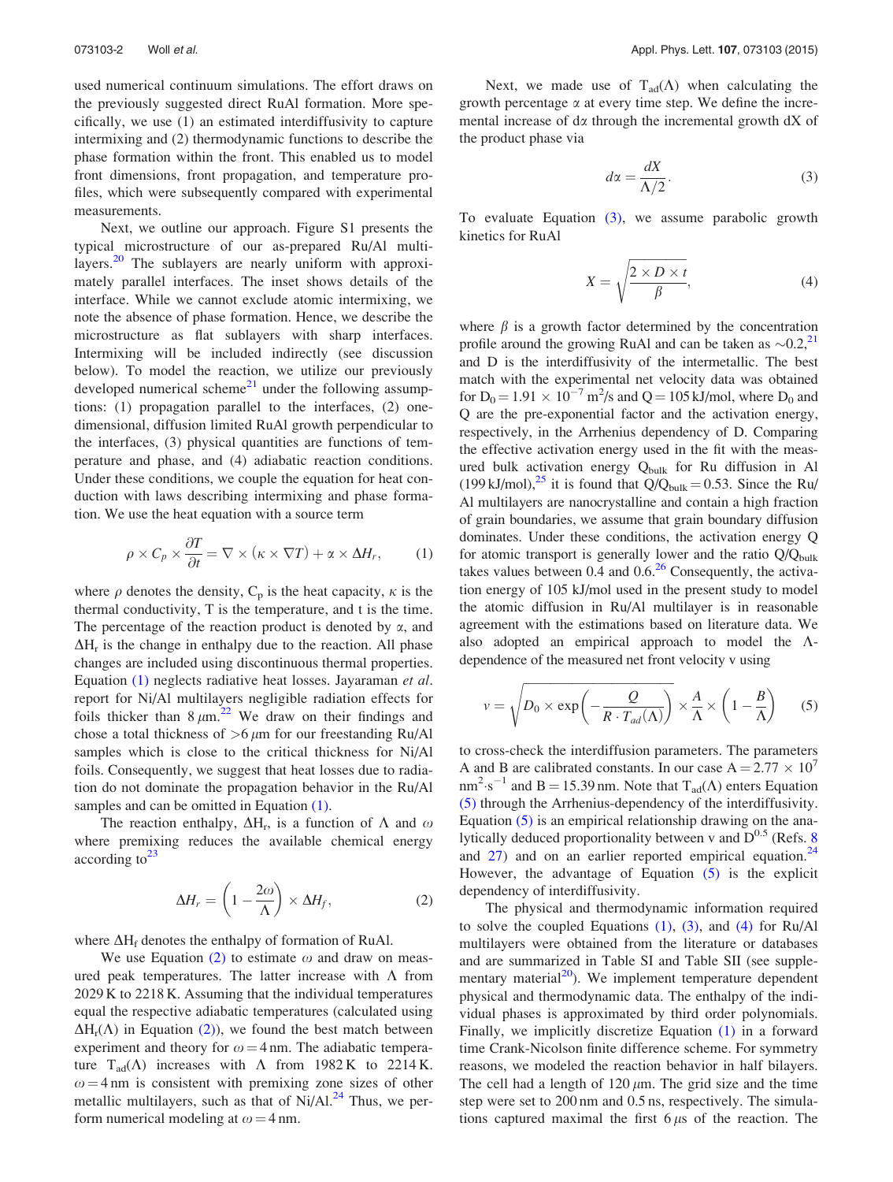used numerical continuum simulations. The effort draws on the previously suggested direct RuAl formation. More specifically, we use (1) an estimated interdiffusivity to capture intermixing and (2) thermodynamic functions to describe the phase formation within the front. This enabled us to model front dimensions, front propagation, and temperature profiles, which were subsequently compared with experimental measurements.

Next, we outline our approach. Figure S1 presents the typical microstructure of our as-prepared Ru/Al multilayers.[20] The sublayers are nearly uniform with approximately parallel interfaces. The inset shows details of the interface. While we cannot exclude atomic intermixing, we note the absence of phase formation. Hence, we describe the microstructure as flat sublayers with sharp interfaces. Intermixing will be included indirectly (see discussion below). To model the reaction, we utilize our previously developed numerical scheme[21] under the following assumptions: (1) propagation parallel to the interfaces, (2) one-dimensional, diffusion limited RuAl growth perpendicular to the interfaces, (3) physical quantities are functions of temperature and phase, and (4) adiabatic reaction conditions. Under these conditions, we couple the equation for heat conduction with laws describing intermixing and phase formation. We use the heat equation with a source term

$$\rho \times C_p \times \frac{\partial T}{\partial t} = \nabla \times (\kappa \times \nabla T) + \alpha \times \Delta H_r, \tag{1}$$

where $\rho$ denotes the density, $C_p$ is the heat capacity, $\kappa$ is the thermal conductivity, T is the temperature, and t is the time. The percentage of the reaction product is denoted by $\alpha$, and $\Delta H_r$ is the change in enthalpy due to the reaction. All phase changes are included using discontinuous thermal properties. Equation (1) neglects radiative heat losses. Jayaraman *et al.* report for Ni/Al multilayers negligible radiation effects for foils thicker than 8 $\mu$m.[22] We draw on their findings and chose a total thickness of >6 $\mu$m for our freestanding Ru/Al samples which is close to the critical thickness for Ni/Al foils. Consequently, we suggest that heat losses due to radiation do not dominate the propagation behavior in the Ru/Al samples and can be omitted in Equation (1).

The reaction enthalpy, $\Delta H_r$, is a function of $\Lambda$ and $\omega$ where premixing reduces the available chemical energy according to[23]

$$\Delta H_r = \left(1 - \frac{2\omega}{\Lambda}\right) \times \Delta H_f, \tag{2}$$

where $\Delta H_f$ denotes the enthalpy of formation of RuAl.

We use Equation (2) to estimate $\omega$ and draw on measured peak temperatures. The latter increase with $\Lambda$ from 2029 K to 2218 K. Assuming that the individual temperatures equal the respective adiabatic temperatures (calculated using $\Delta H_r(\Lambda)$ in Equation (2)), we found the best match between experiment and theory for $\omega = 4$ nm. The adiabatic temperature $T_{ad}(\Lambda)$ increases with $\Lambda$ from 1982 K to 2214 K. $\omega = 4$ nm is consistent with premixing zone sizes of other metallic multilayers, such as that of Ni/Al.[24] Thus, we perform numerical modeling at $\omega = 4$ nm.

Next, we made use of $T_{ad}(\Lambda)$ when calculating the growth percentage $\alpha$ at every time step. We define the incremental increase of d$\alpha$ through the incremental growth dX of the product phase via

$$d\alpha = \frac{dX}{\Lambda/2}. \tag{3}$$

To evaluate Equation (3), we assume parabolic growth kinetics for RuAl

$$X = \sqrt{\frac{2 \times D \times t}{\beta}}, \tag{4}$$

where $\beta$ is a growth factor determined by the concentration profile around the growing RuAl and can be taken as $\sim$0.2,[21] and D is the interdiffusivity of the intermetallic. The best match with the experimental net velocity data was obtained for $D_0 = 1.91 \times 10^{-7}$ m$^2$/s and Q = 105 kJ/mol, where $D_0$ and Q are the pre-exponential factor and the activation energy, respectively, in the Arrhenius dependency of D. Comparing the effective activation energy used in the fit with the measured bulk activation energy $Q_{bulk}$ for Ru diffusion in Al (199 kJ/mol),[25] it is found that $Q/Q_{bulk} = 0.53$. Since the Ru/Al multilayers are nanocrystalline and contain a high fraction of grain boundaries, we assume that grain boundary diffusion dominates. Under these conditions, the activation energy Q for atomic transport is generally lower and the ratio $Q/Q_{bulk}$ takes values between 0.4 and 0.6.[26] Consequently, the activation energy of 105 kJ/mol used in the present study to model the atomic diffusion in Ru/Al multilayer is in reasonable agreement with the estimations based on literature data. We also adopted an empirical approach to model the $\Lambda$-dependence of the measured net front velocity v using

$$v = \sqrt{D_0 \times \exp\left(-\frac{Q}{R \cdot T_{ad}(\Lambda)}\right)} \times \frac{A}{\Lambda} \times \left(1 - \frac{B}{\Lambda}\right) \tag{5}$$

to cross-check the interdiffusion parameters. The parameters A and B are calibrated constants. In our case $A = 2.77 \times 10^7$ nm$^2$·s$^{-1}$ and B = 15.39 nm. Note that $T_{ad}(\Lambda)$ enters Equation (5) through the Arrhenius-dependency of the interdiffusivity. Equation (5) is an empirical relationship drawing on the analytically deduced proportionality between v and $D^{0.5}$ (Refs. 8 and 27) and on an earlier reported empirical equation.[24] However, the advantage of Equation (5) is the explicit dependency of interdiffusivity.

The physical and thermodynamic information required to solve the coupled Equations (1), (3), and (4) for Ru/Al multilayers were obtained from the literature or databases and are summarized in Table SI and Table SII (see supplementary material[20]). We implement temperature dependent physical and thermodynamic data. The enthalpy of the individual phases is approximated by third order polynomials. Finally, we implicitly discretize Equation (1) in a forward time Crank-Nicolson finite difference scheme. For symmetry reasons, we modeled the reaction behavior in half bilayers. The cell had a length of 120 $\mu$m. The grid size and the time step were set to 200 nm and 0.5 ns, respectively. The simulations captured maximal the first 6 $\mu$s of the reaction. The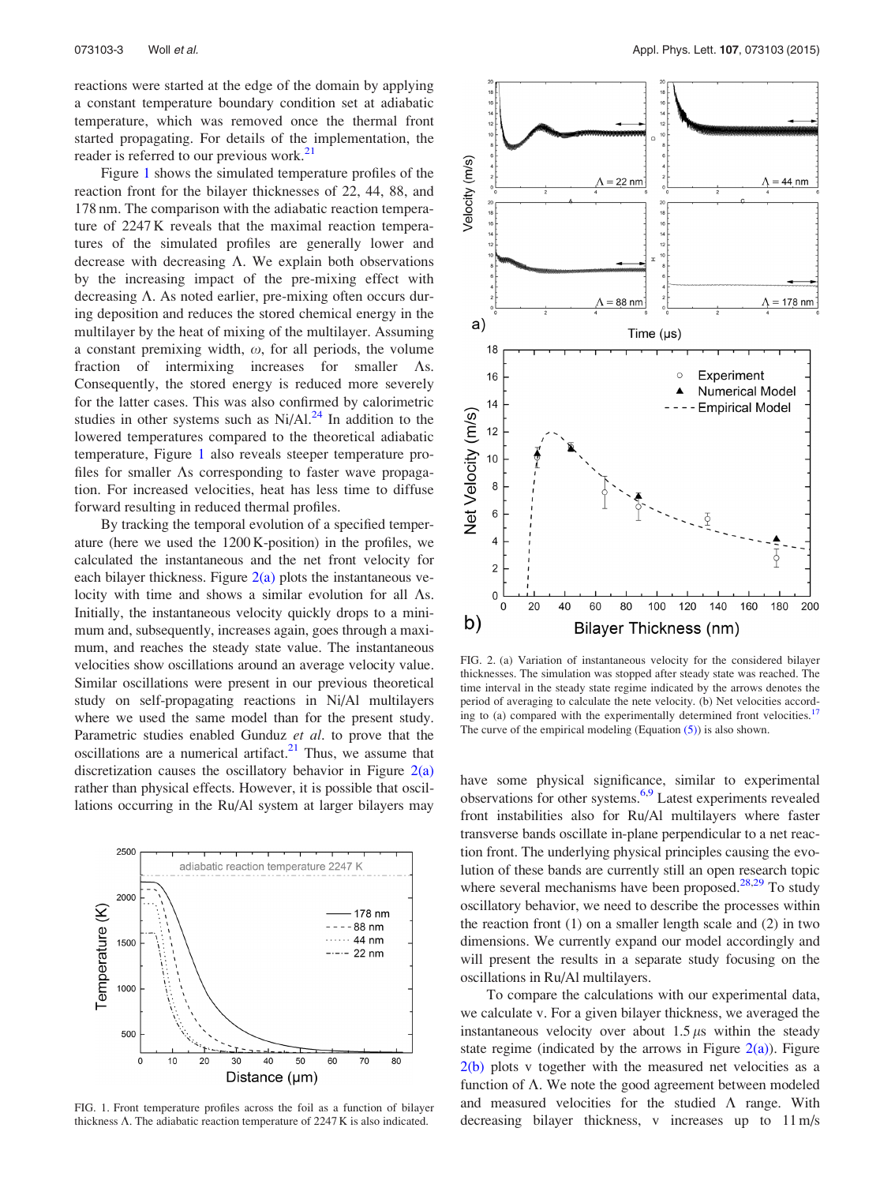reactions were started at the edge of the domain by applying a constant temperature boundary condition set at adiabatic temperature, which was removed once the thermal front started propagating. For details of the implementation, the reader is referred to our previous work.[21]

Figure 1 shows the simulated temperature profiles of the reaction front for the bilayer thicknesses of 22, 44, 88, and 178 nm. The comparison with the adiabatic reaction temperature of 2247 K reveals that the maximal reaction temperatures of the simulated profiles are generally lower and decrease with decreasing Λ. We explain both observations by the increasing impact of the pre-mixing effect with decreasing Λ. As noted earlier, pre-mixing often occurs during deposition and reduces the stored chemical energy in the multilayer by the heat of mixing of the multilayer. Assuming a constant premixing width, ω, for all periods, the volume fraction of intermixing increases for smaller Λs. Consequently, the stored energy is reduced more severely for the latter cases. This was also confirmed by calorimetric studies in other systems such as Ni/Al.[24] In addition to the lowered temperatures compared to the theoretical adiabatic temperature, Figure 1 also reveals steeper temperature profiles for smaller Λs corresponding to faster wave propagation. For increased velocities, heat has less time to diffuse forward resulting in reduced thermal profiles.

By tracking the temporal evolution of a specified temperature (here we used the 1200 K-position) in the profiles, we calculated the instantaneous and the net front velocity for each bilayer thickness. Figure 2(a) plots the instantaneous velocity with time and shows a similar evolution for all Λs. Initially, the instantaneous velocity quickly drops to a minimum and, subsequently, increases again, goes through a maximum, and reaches the steady state value. The instantaneous velocities show oscillations around an average velocity value. Similar oscillations were present in our previous theoretical study on self-propagating reactions in Ni/Al multilayers where we used the same model than for the present study. Parametric studies enabled Gunduz *et al.* to prove that the oscillations are a numerical artifact.[21] Thus, we assume that discretization causes the oscillatory behavior in Figure 2(a) rather than physical effects. However, it is possible that oscillations occurring in the Ru/Al system at larger bilayers may have some physical significance, similar to experimental observations for other systems.[6,9] Latest experiments revealed front instabilities also for Ru/Al multilayers where faster transverse bands oscillate in-plane perpendicular to a net reaction front. The underlying physical principles causing the evolution of these bands are currently still an open research topic where several mechanisms have been proposed.[28,29] To study oscillatory behavior, we need to describe the processes within the reaction front (1) on a smaller length scale and (2) in two dimensions. We currently expand our model accordingly and will present the results in a separate study focusing on the oscillations in Ru/Al multilayers.

FIG. 1. Front temperature profiles across the foil as a function of bilayer thickness Λ. The adiabatic reaction temperature of 2247 K is also indicated.

FIG. 2. (a) Variation of instantaneous velocity for the considered bilayer thicknesses. The simulation was stopped after steady state was reached. The time interval in the steady state regime indicated by the arrows denotes the period of averaging to calculate the nete velocity. (b) Net velocities according to (a) compared with the experimentally determined front velocities.[17] The curve of the empirical modeling (Equation (5)) is also shown.

To compare the calculations with our experimental data, we calculate v. For a given bilayer thickness, we averaged the instantaneous velocity over about 1.5 $\mu$s within the steady state regime (indicated by the arrows in Figure 2(a)). Figure 2(b) plots v together with the measured net velocities as a function of Λ. We note the good agreement between modeled and measured velocities for the studied Λ range. With decreasing bilayer thickness, v increases up to 11 m/s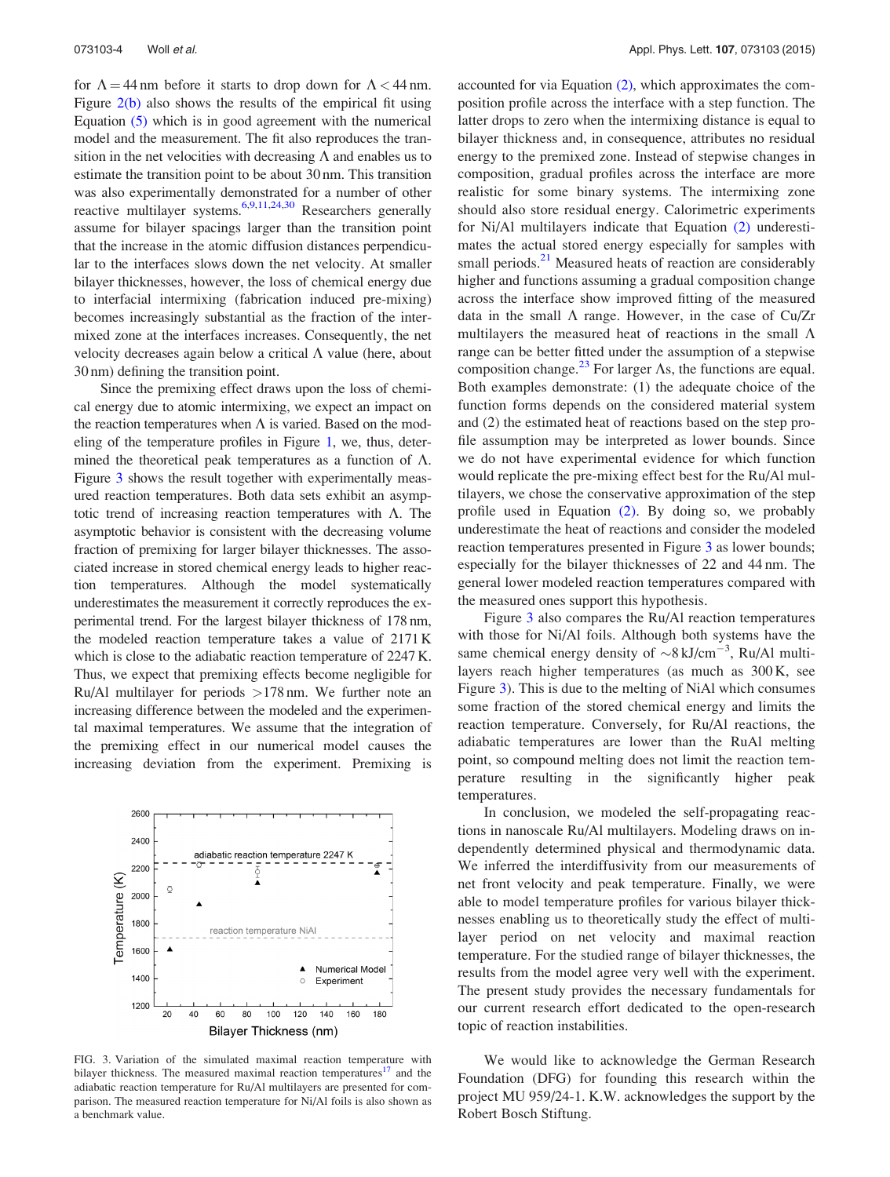for $\Lambda = 44$ nm before it starts to drop down for $\Lambda < 44$ nm. Figure 2(b) also shows the results of the empirical fit using Equation (5) which is in good agreement with the numerical model and the measurement. The fit also reproduces the transition in the net velocities with decreasing $\Lambda$ and enables us to estimate the transition point to be about 30 nm. This transition was also experimentally demonstrated for a number of other reactive multilayer systems.[6,9,11,24,30] Researchers generally assume for bilayer spacings larger than the transition point that the increase in the atomic diffusion distances perpendicular to the interfaces slows down the net velocity. At smaller bilayer thicknesses, however, the loss of chemical energy due to interfacial intermixing (fabrication induced pre-mixing) becomes increasingly substantial as the fraction of the intermixed zone at the interfaces increases. Consequently, the net velocity decreases again below a critical $\Lambda$ value (here, about 30 nm) defining the transition point.

Since the premixing effect draws upon the loss of chemical energy due to atomic intermixing, we expect an impact on the reaction temperatures when $\Lambda$ is varied. Based on the modeling of the temperature profiles in Figure 1, we, thus, determined the theoretical peak temperatures as a function of $\Lambda$. Figure 3 shows the result together with experimentally measured reaction temperatures. Both data sets exhibit an asymptotic trend of increasing reaction temperatures with $\Lambda$. The asymptotic behavior is consistent with the decreasing volume fraction of premixing for larger bilayer thicknesses. The associated increase in stored chemical energy leads to higher reaction temperatures. Although the model systematically underestimates the measurement it correctly reproduces the experimental trend. For the largest bilayer thickness of 178 nm, the modeled reaction temperature takes a value of 2171 K which is close to the adiabatic reaction temperature of 2247 K. Thus, we expect that premixing effects become negligible for Ru/Al multilayer for periods >178 nm. We further note an increasing difference between the modeled and the experimental maximal temperatures. We assume that the integration of the premixing effect in our numerical model causes the increasing deviation from the experiment. Premixing is accounted for via Equation (2), which approximates the composition profile across the interface with a step function. The latter drops to zero when the intermixing distance is equal to bilayer thickness and, in consequence, attributes no residual energy to the premixed zone. Instead of stepwise changes in composition, gradual profiles across the interface are more realistic for some binary systems. The intermixing zone should also store residual energy. Calorimetric experiments for Ni/Al multilayers indicate that Equation (2) underestimates the actual stored energy especially for samples with small periods.[21] Measured heats of reaction are considerably higher and functions assuming a gradual composition change across the interface show improved fitting of the measured data in the small $\Lambda$ range. However, in the case of Cu/Zr multilayers the measured heat of reactions in the small $\Lambda$ range can be better fitted under the assumption of a stepwise composition change.[23] For larger $\Lambda$s, the functions are equal. Both examples demonstrate: (1) the adequate choice of the function forms depends on the considered material system and (2) the estimated heat of reactions based on the step profile assumption may be interpreted as lower bounds. Since we do not have experimental evidence for which function would replicate the pre-mixing effect best for the Ru/Al multilayers, we chose the conservative approximation of the step profile used in Equation (2). By doing so, we probably underestimate the heat of reactions and consider the modeled reaction temperatures presented in Figure 3 as lower bounds; especially for the bilayer thicknesses of 22 and 44 nm. The general lower modeled reaction temperatures compared with the measured ones support this hypothesis.

FIG. 3. Variation of the simulated maximal reaction temperature with bilayer thickness. The measured maximal reaction temperatures[17] and the adiabatic reaction temperature for Ru/Al multilayers are presented for comparison. The measured reaction temperature for Ni/Al foils is also shown as a benchmark value.

Figure 3 also compares the Ru/Al reaction temperatures with those for Ni/Al foils. Although both systems have the same chemical energy density of ~8 kJ/cm$^{-3}$, Ru/Al multilayers reach higher temperatures (as much as 300 K, see Figure 3). This is due to the melting of NiAl which consumes some fraction of the stored chemical energy and limits the reaction temperature. Conversely, for Ru/Al reactions, the adiabatic temperatures are lower than the RuAl melting point, so compound melting does not limit the reaction temperature resulting in the significantly higher peak temperatures.

In conclusion, we modeled the self-propagating reactions in nanoscale Ru/Al multilayers. Modeling draws on independently determined physical and thermodynamic data. We inferred the interdiffusivity from our measurements of net front velocity and peak temperature. Finally, we were able to model temperature profiles for various bilayer thicknesses enabling us to theoretically study the effect of multilayer period on net velocity and maximal reaction temperature. For the studied range of bilayer thicknesses, the results from the model agree very well with the experiment. The present study provides the necessary fundamentals for our current research effort dedicated to the open-research topic of reaction instabilities.

We would like to acknowledge the German Research Foundation (DFG) for founding this research within the project MU 959/24-1. K.W. acknowledges the support by the Robert Bosch Stiftung.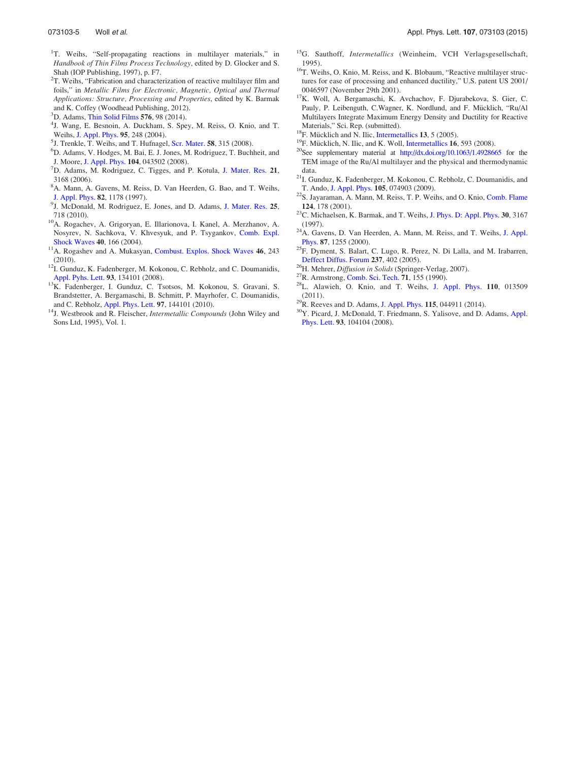[1] T. Weihs, "Self-propagating reactions in multilayer materials," in *Handbook of Thin Films Process Technology*, edited by D. Glocker and S. Shah (IOP Publishing, 1997), p. F7.

[2] T. Weihs, "Fabrication and characterization of reactive multilayer film and foils," in *Metallic Films for Electronic, Magnetic, Optical and Thermal Applications: Structure, Processing and Properties*, edited by K. Barmak and K. Coffey (Woodhead Publishing, 2012).

[3] D. Adams, Thin Solid Films **576**, 98 (2014).

[4] J. Wang, E. Besnoin, A. Duckham, S. Spey, M. Reiss, O. Knio, and T. Weihs, J. Appl. Phys. **95**, 248 (2004).

[5] J. Trenkle, T. Weihs, and T. Hufnagel, Scr. Mater. **58**, 315 (2008).

[6] D. Adams, V. Hodges, M. Bai, E. J. Jones, M. Rodriguez, T. Buchheit, and J. Moore, J. Appl. Phys. **104**, 043502 (2008).

[7] D. Adams, M. Rodriguez, C. Tigges, and P. Kotula, J. Mater. Res. **21**, 3168 (2006).

[8] A. Mann, A. Gavens, M. Reiss, D. Van Heerden, G. Bao, and T. Weihs, J. Appl. Phys. **82**, 1178 (1997).

[9] J. McDonald, M. Rodriguez, E. Jones, and D. Adams, J. Mater. Res. **25**, 718 (2010).

[10] A. Rogachev, A. Grigoryan, E. Illarionova, I. Kanel, A. Merzhanov, A. Nosyrev, N. Sachkova, V. Khvesyuk, and P. Tsygankov, Comb. Expl. Shock Waves **40**, 166 (2004).

[11] A. Rogashev and A. Mukasyan, Combust. Explos. Shock Waves **46**, 243 (2010).

[12] I. Gunduz, K. Fadenberger, M. Kokonou, C. Rebholz, and C. Doumanidis, Appl. Pyhs. Lett. **93**, 134101 (2008).

[13] K. Fadenberger, I. Gunduz, C. Tsotsos, M. Kokonou, S. Gravani, S. Brandstetter, A. Bergamaschi, B. Schmitt, P. Mayrhofer, C. Doumanidis, and C. Rebholz, Appl. Phys. Lett. **97**, 144101 (2010).

[14] J. Westbrook and R. Fleischer, *Intermetallic Compounds* (John Wiley and Sons Ltd, 1995), Vol. 1.

[15] G. Sauthoff, *Intermetallics* (Weinheim, VCH Verlagsgesellschaft, 1995).

[16] T. Weihs, O. Knio, M. Reiss, and K. Blobaum, "Reactive multilayer structures for ease of processing and enhanced ductility," U.S. patent US 2001/0046597 (November 29th 2001).

[17] K. Woll, A. Bergamaschi, K. Avchachov, F. Djurabekova, S. Gier, C. Pauly, P. Leibenguth, C.Wagner, K. Nordlund, and F. Mücklich, "Ru/Al Multilayers Integrate Maximum Energy Density and Ductility for Reactive Materials," Sci. Rep. (submitted).

[18] F. Mücklich and N. Ilic, Intermetallics **13**, 5 (2005).

[19] F. Mücklich, N. Ilic, and K. Woll, Intermetallics **16**, 593 (2008).

[20] See supplementary material at http://dx.doi.org/10.1063/1.4928665 for the TEM image of the Ru/Al multilayer and the physical and thermodynamic data.

[21] I. Gunduz, K. Fadenberger, M. Kokonou, C. Rebholz, C. Doumanidis, and T. Ando, J. Appl. Phys. **105**, 074903 (2009).

[22] S. Jayaraman, A. Mann, M. Reiss, T. P. Weihs, and O. Knio, Comb. Flame **124**, 178 (2001).

[23] C. Michaelsen, K. Barmak, and T. Weihs, J. Phys. D: Appl. Phys. **30**, 3167 (1997).

[24] A. Gavens, D. Van Heerden, A. Mann, M. Reiss, and T. Weihs, J. Appl. Phys. **87**, 1255 (2000).

[25] F. Dyment, S. Balart, C. Lugo, R. Perez, N. Di Lalla, and M. Irabarren, Deffect Diffus. Forum **237**, 402 (2005).

[26] H. Mehrer, *Diffusion in Solids* (Springer-Verlag, 2007).

[27] R. Armstrong, Comb. Sci. Tech. **71**, 155 (1990).

[28] L. Alawieh, O. Knio, and T. Weihs, J. Appl. Phys. **110**, 013509 (2011).

[29] R. Reeves and D. Adams, J. Appl. Phys. **115**, 044911 (2014).

[30] Y. Picard, J. McDonald, T. Friedmann, S. Yalisove, and D. Adams, Appl. Phys. Lett. **93**, 104104 (2008).